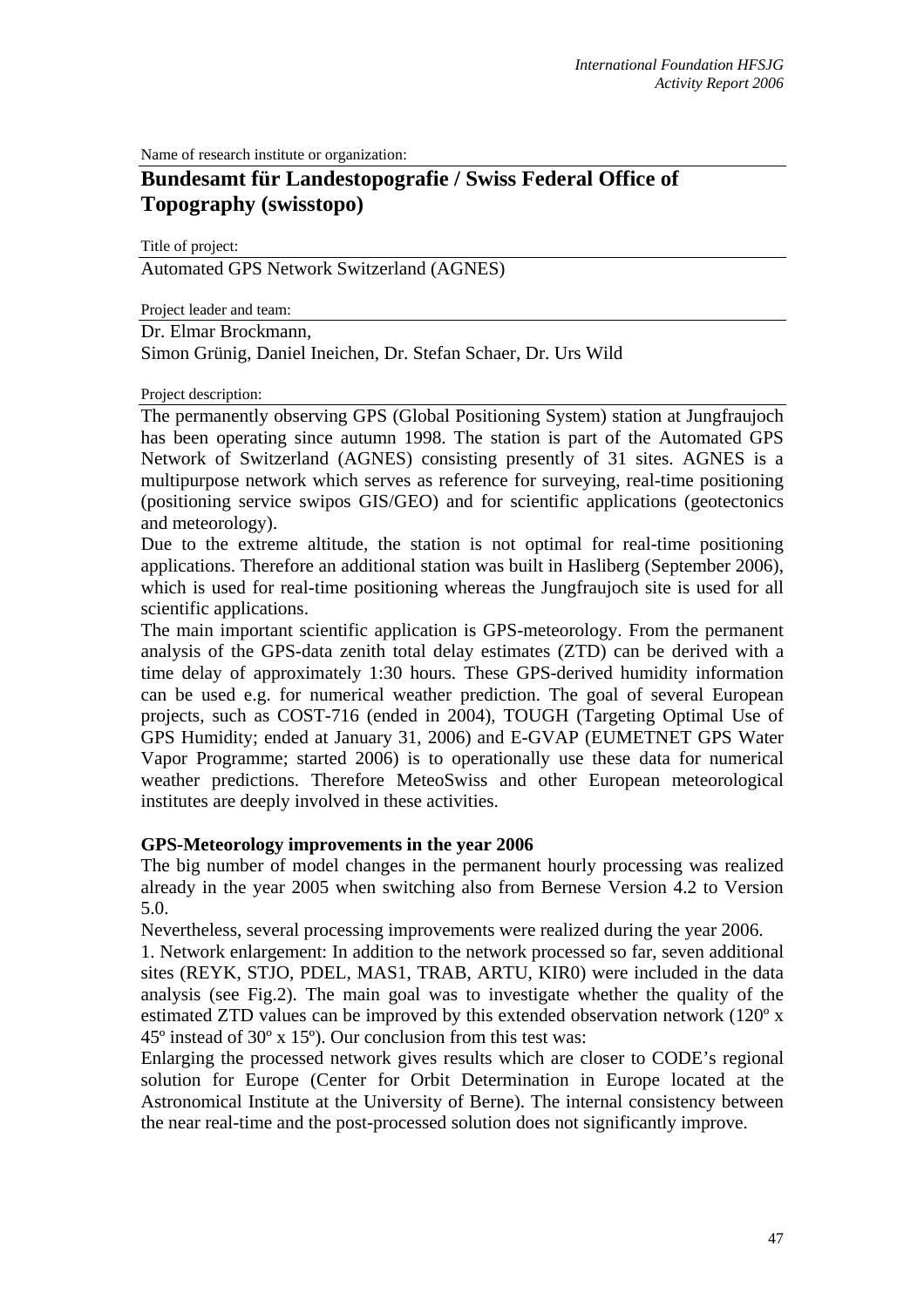Name of research institute or organization:

# Bundesamt für Landestopografie / Swiss Federal Office of Topography (swisstopo)

Title of project:

Automated GPS Network Switzerland (AGNES)

Project leader and team:

Dr. Elmar Brockmann,
Simon Grünig, Daniel Ineichen, Dr. Stefan Schaer, Dr. Urs Wild

Project description:

The permanently observing GPS (Global Positioning System) station at Jungfraujoch has been operating since autumn 1998. The station is part of the Automated GPS Network of Switzerland (AGNES) consisting presently of 31 sites. AGNES is a multipurpose network which serves as reference for surveying, real-time positioning (positioning service swipos GIS/GEO) and for scientific applications (geotectonics and meteorology).

Due to the extreme altitude, the station is not optimal for real-time positioning applications. Therefore an additional station was built in Hasliberg (September 2006), which is used for real-time positioning whereas the Jungfraujoch site is used for all scientific applications.

The main important scientific application is GPS-meteorology. From the permanent analysis of the GPS-data zenith total delay estimates (ZTD) can be derived with a time delay of approximately 1:30 hours. These GPS-derived humidity information can be used e.g. for numerical weather prediction. The goal of several European projects, such as COST-716 (ended in 2004), TOUGH (Targeting Optimal Use of GPS Humidity; ended at January 31, 2006) and E-GVAP (EUMETNET GPS Water Vapor Programme; started 2006) is to operationally use these data for numerical weather predictions. Therefore MeteoSwiss and other European meteorological institutes are deeply involved in these activities.

**GPS-Meteorology improvements in the year 2006**

The big number of model changes in the permanent hourly processing was realized already in the year 2005 when switching also from Bernese Version 4.2 to Version 5.0.

Nevertheless, several processing improvements were realized during the year 2006.

1. Network enlargement: In addition to the network processed so far, seven additional sites (REYK, STJO, PDEL, MAS1, TRAB, ARTU, KIR0) were included in the data analysis (see Fig.2). The main goal was to investigate whether the quality of the estimated ZTD values can be improved by this extended observation network (120º x 45º instead of 30º x 15º). Our conclusion from this test was:

Enlarging the processed network gives results which are closer to CODE's regional solution for Europe (Center for Orbit Determination in Europe located at the Astronomical Institute at the University of Berne). The internal consistency between the near real-time and the post-processed solution does not significantly improve.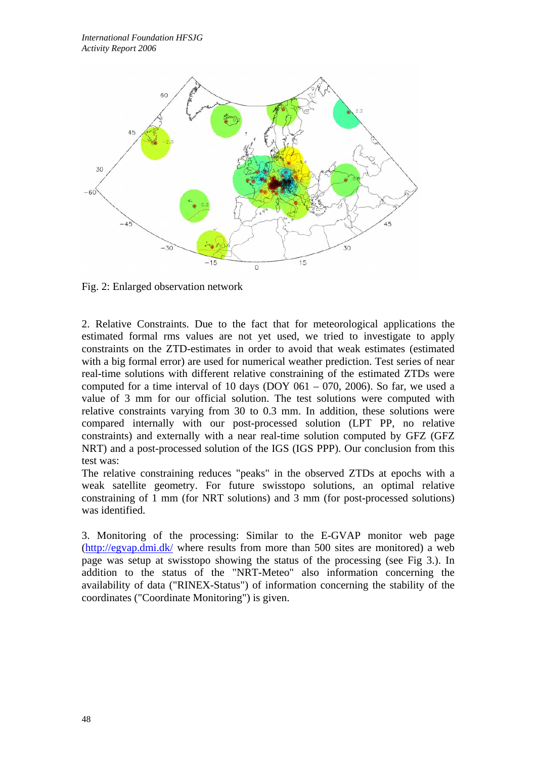Fig. 2: Enlarged observation network

2. Relative Constraints. Due to the fact that for meteorological applications the estimated formal rms values are not yet used, we tried to investigate to apply constraints on the ZTD-estimates in order to avoid that weak estimates (estimated with a big formal error) are used for numerical weather prediction. Test series of near real-time solutions with different relative constraining of the estimated ZTDs were computed for a time interval of 10 days (DOY 061 – 070, 2006). So far, we used a value of 3 mm for our official solution. The test solutions were computed with relative constraints varying from 30 to 0.3 mm. In addition, these solutions were compared internally with our post-processed solution (LPT PP, no relative constraints) and externally with a near real-time solution computed by GFZ (GFZ NRT) and a post-processed solution of the IGS (IGS PPP). Our conclusion from this test was:
The relative constraining reduces "peaks" in the observed ZTDs at epochs with a weak satellite geometry. For future swisstopo solutions, an optimal relative constraining of 1 mm (for NRT solutions) and 3 mm (for post-processed solutions) was identified.

3. Monitoring of the processing: Similar to the E-GVAP monitor web page (http://egvap.dmi.dk/ where results from more than 500 sites are monitored) a web page was setup at swisstopo showing the status of the processing (see Fig 3.). In addition to the status of the "NRT-Meteo" also information concerning the availability of data ("RINEX-Status") of information concerning the stability of the coordinates ("Coordinate Monitoring") is given.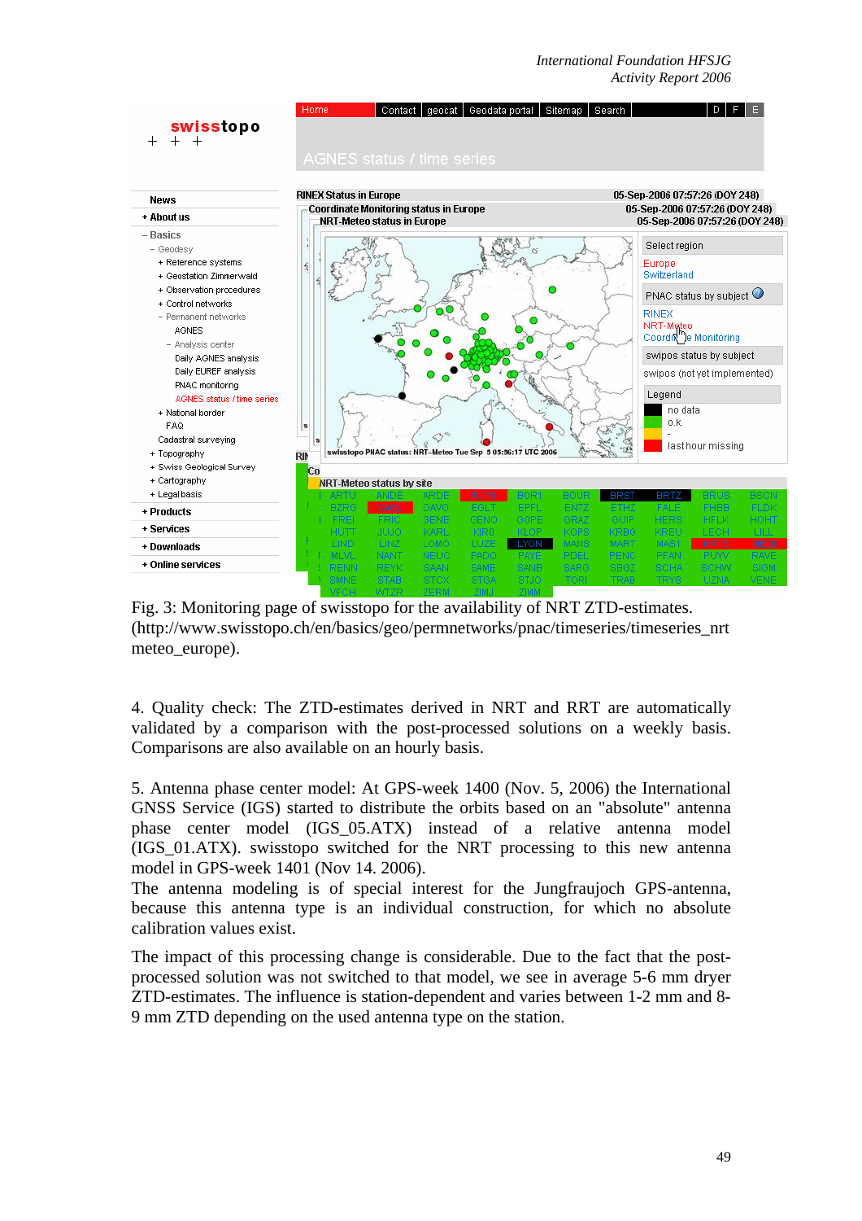Fig. 3: Monitoring page of swisstopo for the availability of NRT ZTD-estimates. (http://www.swisstopo.ch/en/basics/geo/permnetworks/pnac/timeseries/timeseries_nrt meteo_europe).

4. Quality check: The ZTD-estimates derived in NRT and RRT are automatically validated by a comparison with the post-processed solutions on a weekly basis. Comparisons are also available on an hourly basis.

5. Antenna phase center model: At GPS-week 1400 (Nov. 5, 2006) the International GNSS Service (IGS) started to distribute the orbits based on an "absolute" antenna phase center model (IGS_05.ATX) instead of a relative antenna model (IGS_01.ATX). swisstopo switched for the NRT processing to this new antenna model in GPS-week 1401 (Nov 14. 2006).

The antenna modeling is of special interest for the Jungfraujoch GPS-antenna, because this antenna type is an individual construction, for which no absolute calibration values exist.

The impact of this processing change is considerable. Due to the fact that the post-processed solution was not switched to that model, we see in average 5-6 mm dryer ZTD-estimates. The influence is station-dependent and varies between 1-2 mm and 8-9 mm ZTD depending on the used antenna type on the station.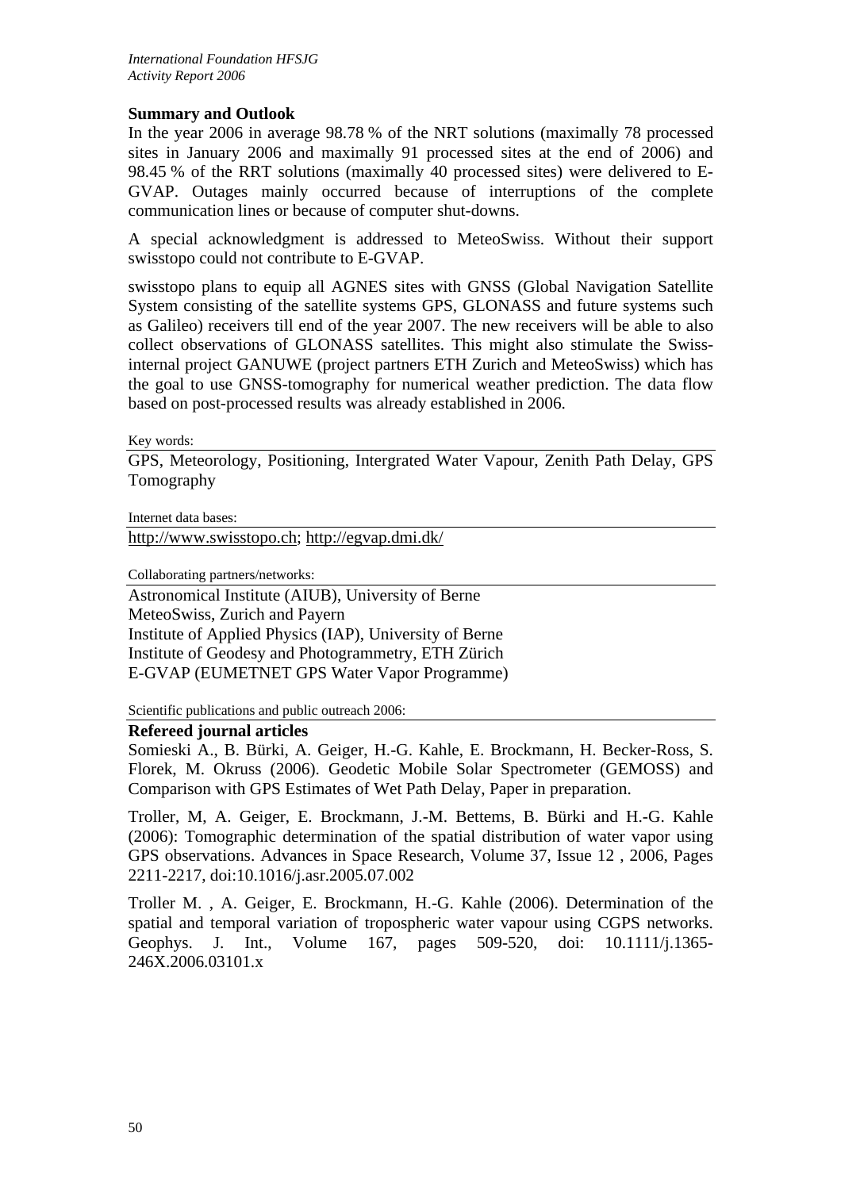## Summary and Outlook

In the year 2006 in average 98.78 % of the NRT solutions (maximally 78 processed sites in January 2006 and maximally 91 processed sites at the end of 2006) and 98.45 % of the RRT solutions (maximally 40 processed sites) were delivered to E-GVAP. Outages mainly occurred because of interruptions of the complete communication lines or because of computer shut-downs.

A special acknowledgment is addressed to MeteoSwiss. Without their support swisstopo could not contribute to E-GVAP.

swisstopo plans to equip all AGNES sites with GNSS (Global Navigation Satellite System consisting of the satellite systems GPS, GLONASS and future systems such as Galileo) receivers till end of the year 2007. The new receivers will be able to also collect observations of GLONASS satellites. This might also stimulate the Swiss-internal project GANUWE (project partners ETH Zurich and MeteoSwiss) which has the goal to use GNSS-tomography for numerical weather prediction. The data flow based on post-processed results was already established in 2006.

Key words:

GPS, Meteorology, Positioning, Intergrated Water Vapour, Zenith Path Delay, GPS Tomography

Internet data bases:

http://www.swisstopo.ch; http://egvap.dmi.dk/

Collaborating partners/networks:

Astronomical Institute (AIUB), University of Berne
MeteoSwiss, Zurich and Payern
Institute of Applied Physics (IAP), University of Berne
Institute of Geodesy and Photogrammetry, ETH Zürich
E-GVAP (EUMETNET GPS Water Vapor Programme)

Scientific publications and public outreach 2006:

**Refereed journal articles**

Somieski A., B. Bürki, A. Geiger, H.-G. Kahle, E. Brockmann, H. Becker-Ross, S. Florek, M. Okruss (2006). Geodetic Mobile Solar Spectrometer (GEMOSS) and Comparison with GPS Estimates of Wet Path Delay, Paper in preparation.

Troller, M, A. Geiger, E. Brockmann, J.-M. Bettems, B. Bürki and H.-G. Kahle (2006): Tomographic determination of the spatial distribution of water vapor using GPS observations. Advances in Space Research, Volume 37, Issue 12 , 2006, Pages 2211-2217, doi:10.1016/j.asr.2005.07.002

Troller M. , A. Geiger, E. Brockmann, H.-G. Kahle (2006). Determination of the spatial and temporal variation of tropospheric water vapour using CGPS networks. Geophys. J. Int., Volume 167, pages 509-520, doi: 10.1111/j.1365-246X.2006.03101.x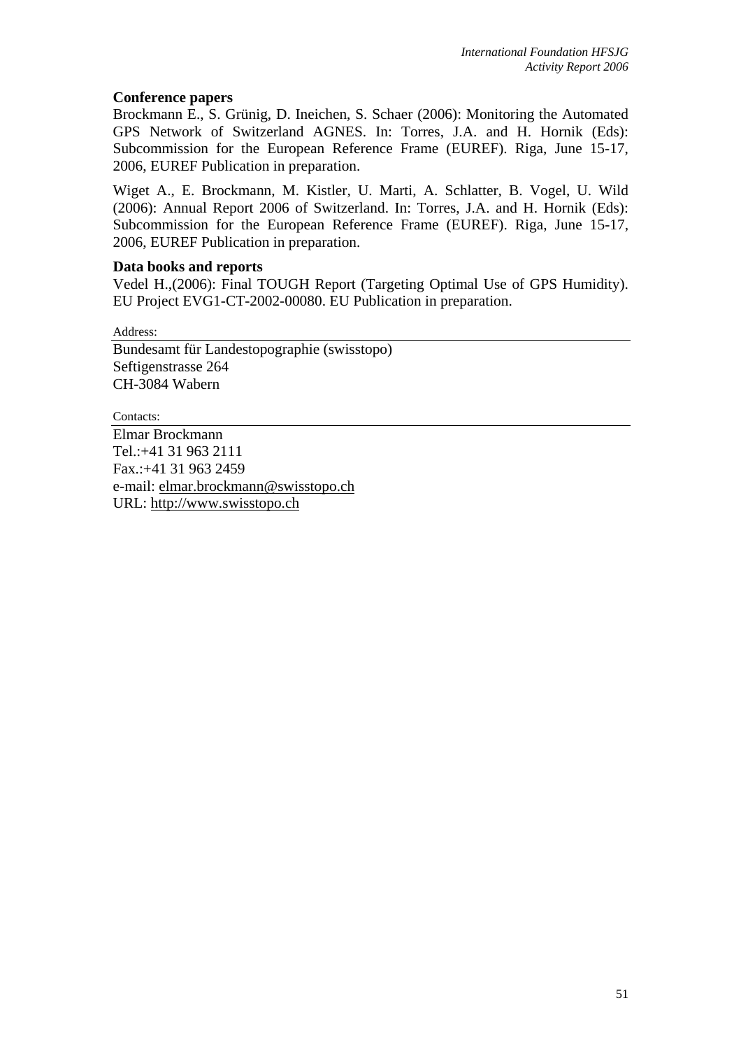### Conference papers

Brockmann E., S. Grünig, D. Ineichen, S. Schaer (2006): Monitoring the Automated GPS Network of Switzerland AGNES. In: Torres, J.A. and H. Hornik (Eds): Subcommission for the European Reference Frame (EUREF). Riga, June 15-17, 2006, EUREF Publication in preparation.

Wiget A., E. Brockmann, M. Kistler, U. Marti, A. Schlatter, B. Vogel, U. Wild (2006): Annual Report 2006 of Switzerland. In: Torres, J.A. and H. Hornik (Eds): Subcommission for the European Reference Frame (EUREF). Riga, June 15-17, 2006, EUREF Publication in preparation.

### Data books and reports

Vedel H.,(2006): Final TOUGH Report (Targeting Optimal Use of GPS Humidity). EU Project EVG1-CT-2002-00080. EU Publication in preparation.

Address:

Bundesamt für Landestopographie (swisstopo)
Seftigenstrasse 264
CH-3084 Wabern

Contacts:

Elmar Brockmann
Tel.:+41 31 963 2111
Fax.:+41 31 963 2459
e-mail: elmar.brockmann@swisstopo.ch
URL: http://www.swisstopo.ch